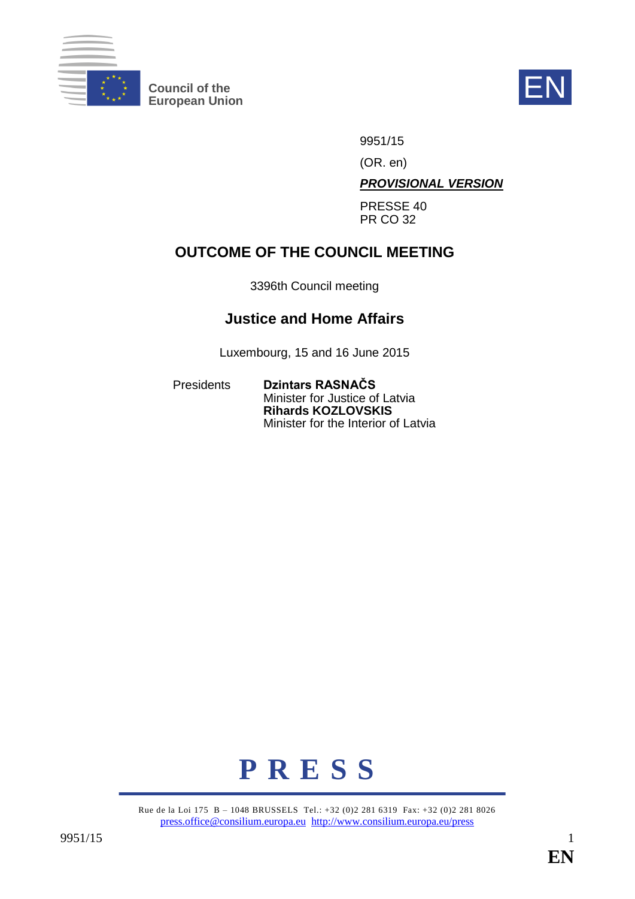Council of the European Union

EN

9951/15

(OR. en)

***PROVISIONAL VERSION***

PRESSE 40
PR CO 32

# OUTCOME OF THE COUNCIL MEETING

3396th Council meeting

## Justice and Home Affairs

Luxembourg, 15 and 16 June 2015

Presidents **Dzintars RASNAČS**
Minister for Justice of Latvia
**Rihards KOZLOVSKIS**
Minister for the Interior of Latvia

**P R E S S**

Rue de la Loi 175 B – 1048 BRUSSELS Tel.: +32 (0)2 281 6319 Fax: +32 (0)2 281 8026
press.office@consilium.europa.eu http://www.consilium.europa.eu/press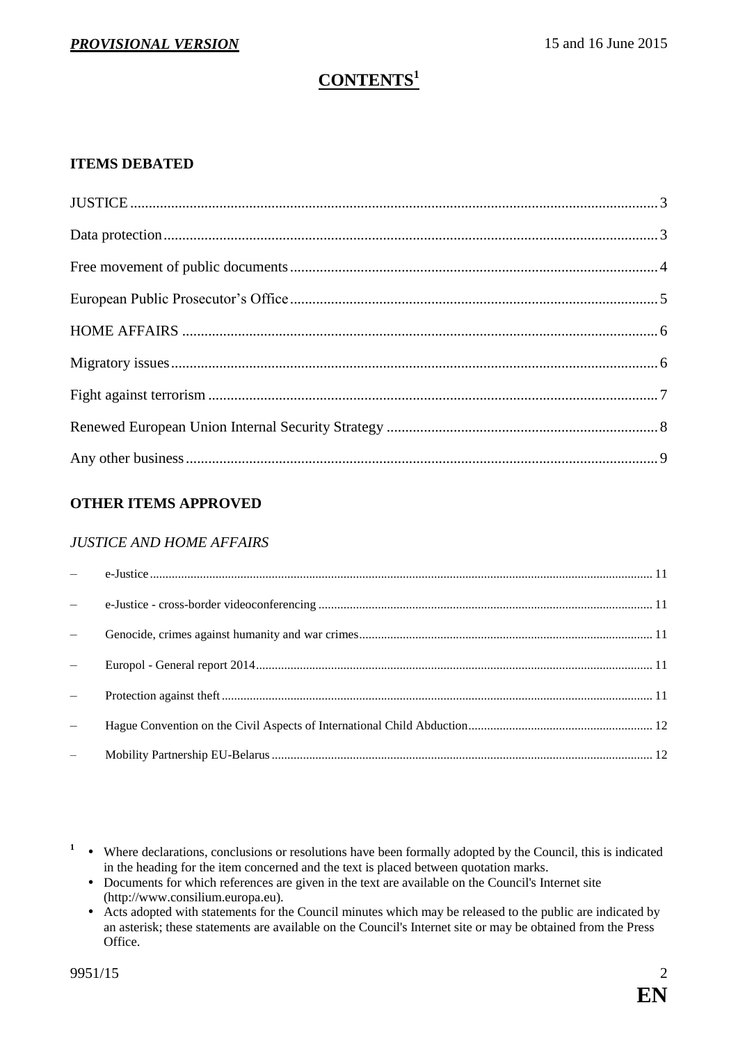# CONTENTS[1]

## ITEMS DEBATED

JUSTICE ... 3

Data protection ... 3

Free movement of public documents ... 4

European Public Prosecutor's Office ... 5

HOME AFFAIRS ... 6

Migratory issues ... 6

Fight against terrorism ... 7

Renewed European Union Internal Security Strategy ... 8

Any other business ... 9

## OTHER ITEMS APPROVED

### *JUSTICE AND HOME AFFAIRS*

– e-Justice ... 11
– e-Justice - cross-border videoconferencing ... 11
– Genocide, crimes against humanity and war crimes ... 11
– Europol - General report 2014 ... 11
– Protection against theft ... 11
– Hague Convention on the Civil Aspects of International Child Abduction ... 12
– Mobility Partnership EU-Belarus ... 12

---

[1]
- Where declarations, conclusions or resolutions have been formally adopted by the Council, this is indicated in the heading for the item concerned and the text is placed between quotation marks.
- Documents for which references are given in the text are available on the Council's Internet site (http://www.consilium.europa.eu).
- Acts adopted with statements for the Council minutes which may be released to the public are indicated by an asterisk; these statements are available on the Council's Internet site or may be obtained from the Press Office.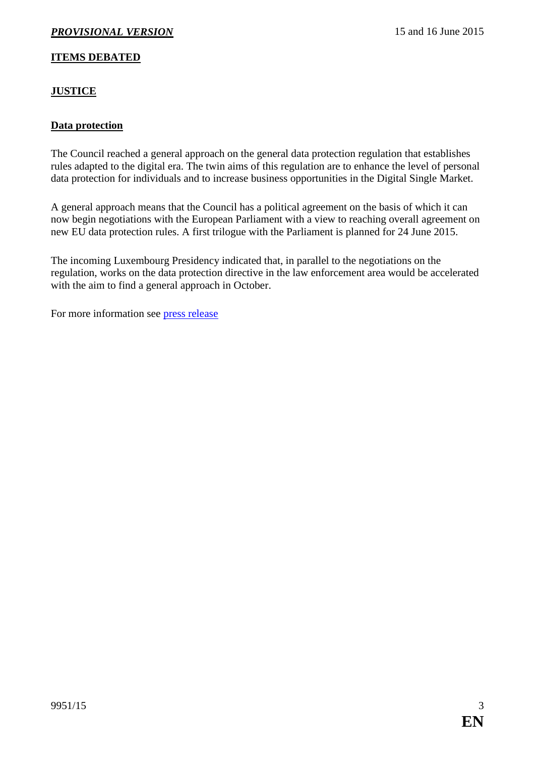## ITEMS DEBATED

## JUSTICE

### Data protection

The Council reached a general approach on the general data protection regulation that establishes rules adapted to the digital era. The twin aims of this regulation are to enhance the level of personal data protection for individuals and to increase business opportunities in the Digital Single Market.

A general approach means that the Council has a political agreement on the basis of which it can now begin negotiations with the European Parliament with a view to reaching overall agreement on new EU data protection rules. A first trilogue with the Parliament is planned for 24 June 2015.

The incoming Luxembourg Presidency indicated that, in parallel to the negotiations on the regulation, works on the data protection directive in the law enforcement area would be accelerated with the aim to find a general approach in October.

For more information see press release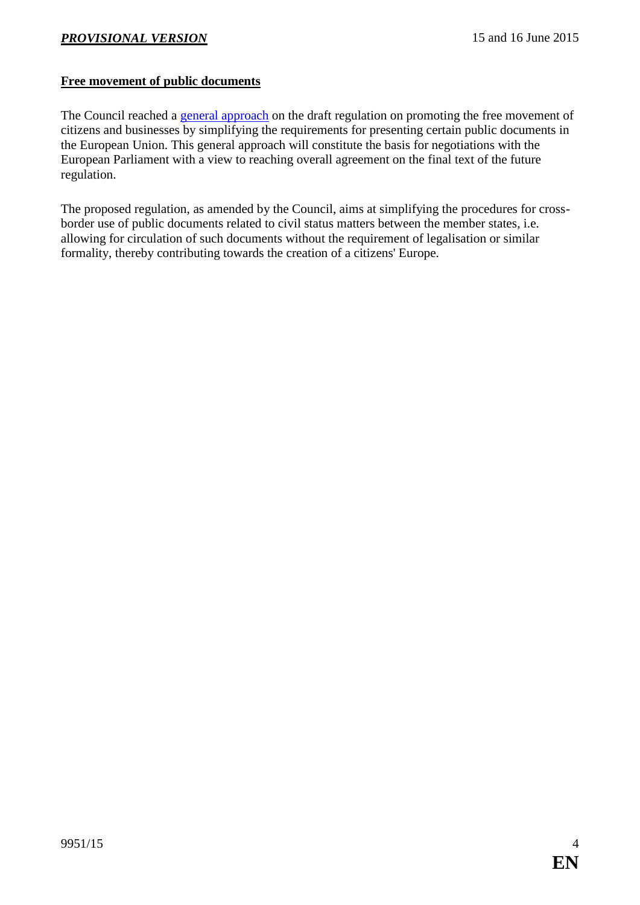## Free movement of public documents

The Council reached a general approach on the draft regulation on promoting the free movement of citizens and businesses by simplifying the requirements for presenting certain public documents in the European Union. This general approach will constitute the basis for negotiations with the European Parliament with a view to reaching overall agreement on the final text of the future regulation.

The proposed regulation, as amended by the Council, aims at simplifying the procedures for cross-border use of public documents related to civil status matters between the member states, i.e. allowing for circulation of such documents without the requirement of legalisation or similar formality, thereby contributing towards the creation of a citizens' Europe.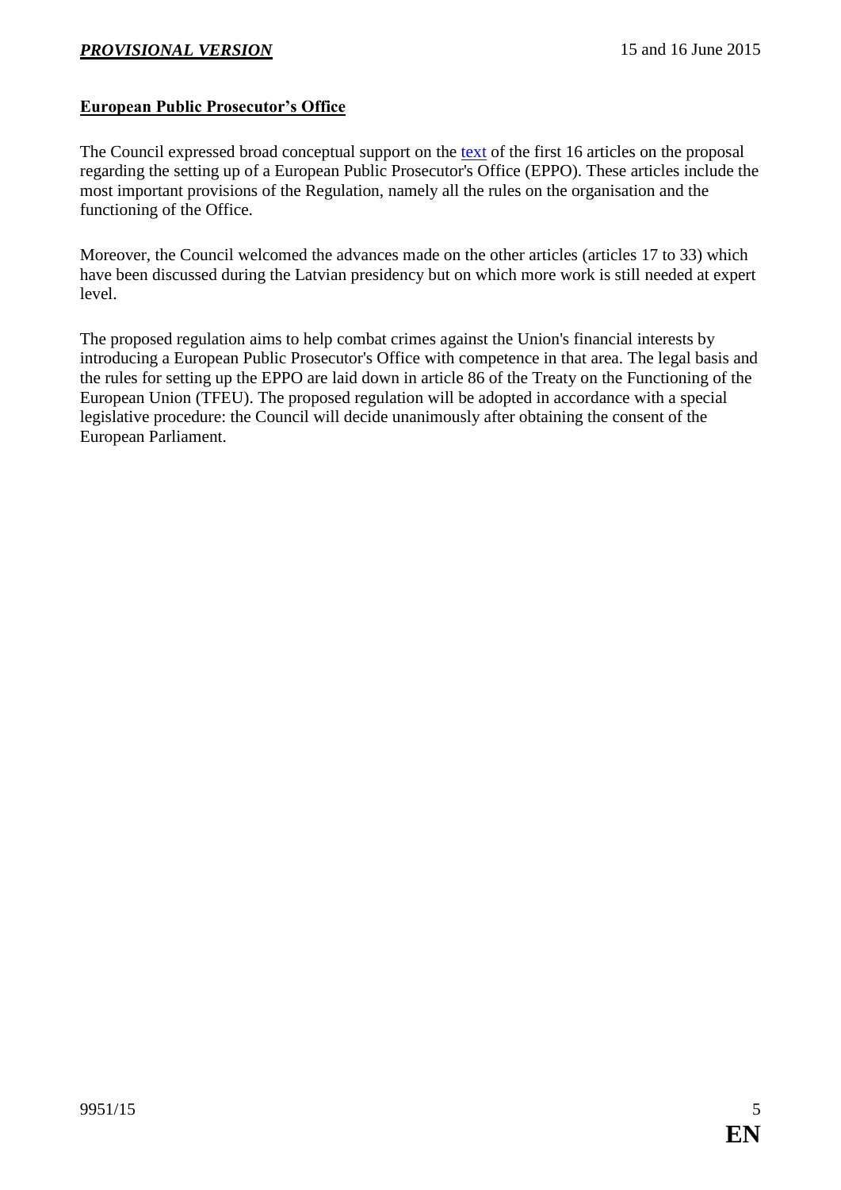## European Public Prosecutor's Office

The Council expressed broad conceptual support on the text of the first 16 articles on the proposal regarding the setting up of a European Public Prosecutor's Office (EPPO). These articles include the most important provisions of the Regulation, namely all the rules on the organisation and the functioning of the Office.

Moreover, the Council welcomed the advances made on the other articles (articles 17 to 33) which have been discussed during the Latvian presidency but on which more work is still needed at expert level.

The proposed regulation aims to help combat crimes against the Union's financial interests by introducing a European Public Prosecutor's Office with competence in that area. The legal basis and the rules for setting up the EPPO are laid down in article 86 of the Treaty on the Functioning of the European Union (TFEU). The proposed regulation will be adopted in accordance with a special legislative procedure: the Council will decide unanimously after obtaining the consent of the European Parliament.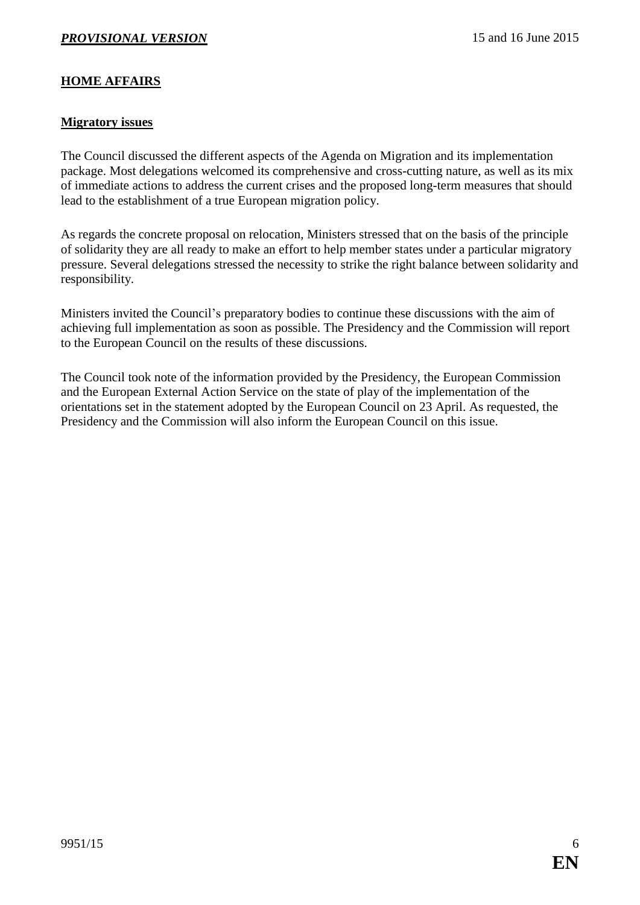## HOME AFFAIRS

### Migratory issues

The Council discussed the different aspects of the Agenda on Migration and its implementation package. Most delegations welcomed its comprehensive and cross-cutting nature, as well as its mix of immediate actions to address the current crises and the proposed long-term measures that should lead to the establishment of a true European migration policy.

As regards the concrete proposal on relocation, Ministers stressed that on the basis of the principle of solidarity they are all ready to make an effort to help member states under a particular migratory pressure. Several delegations stressed the necessity to strike the right balance between solidarity and responsibility.

Ministers invited the Council's preparatory bodies to continue these discussions with the aim of achieving full implementation as soon as possible. The Presidency and the Commission will report to the European Council on the results of these discussions.

The Council took note of the information provided by the Presidency, the European Commission and the European External Action Service on the state of play of the implementation of the orientations set in the statement adopted by the European Council on 23 April. As requested, the Presidency and the Commission will also inform the European Council on this issue.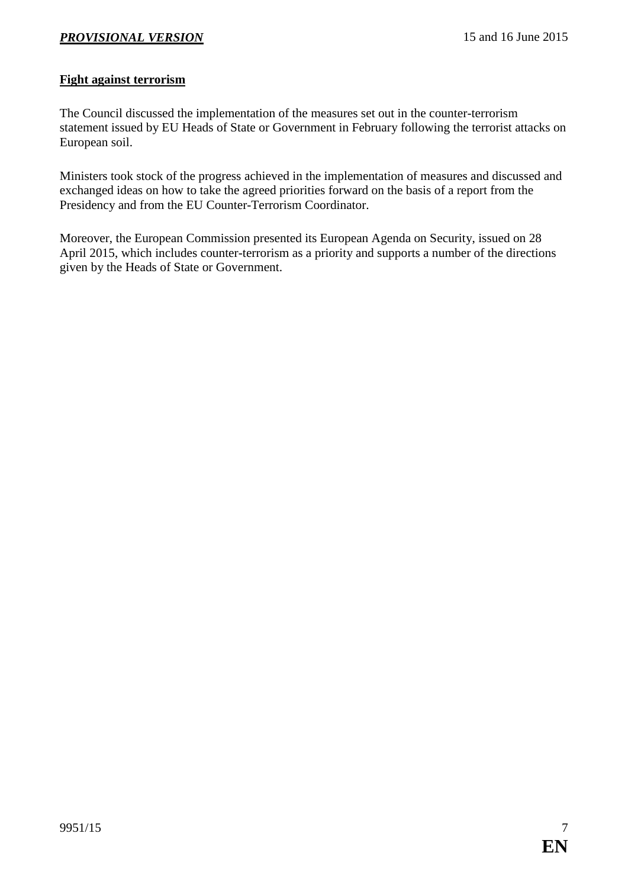## Fight against terrorism

The Council discussed the implementation of the measures set out in the counter-terrorism statement issued by EU Heads of State or Government in February following the terrorist attacks on European soil.

Ministers took stock of the progress achieved in the implementation of measures and discussed and exchanged ideas on how to take the agreed priorities forward on the basis of a report from the Presidency and from the EU Counter-Terrorism Coordinator.

Moreover, the European Commission presented its European Agenda on Security, issued on 28 April 2015, which includes counter-terrorism as a priority and supports a number of the directions given by the Heads of State or Government.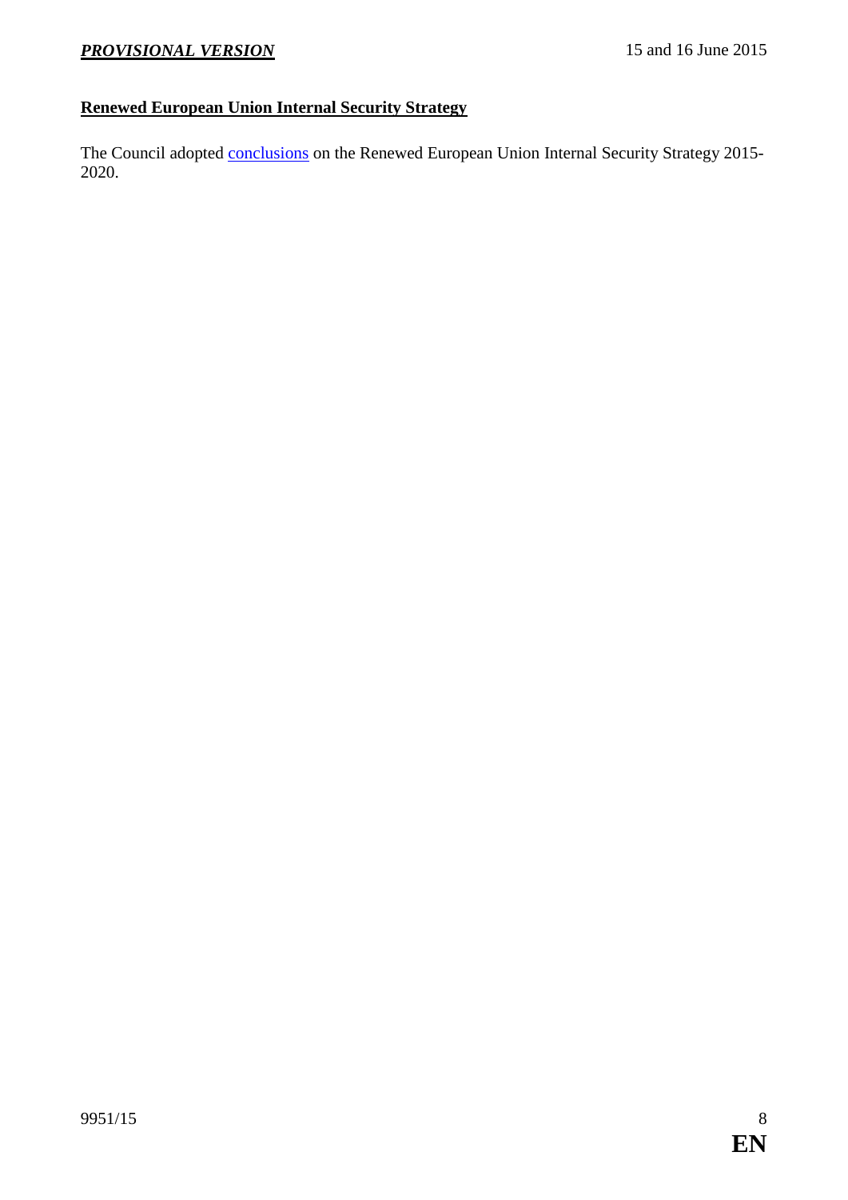**Renewed European Union Internal Security Strategy**

The Council adopted conclusions on the Renewed European Union Internal Security Strategy 2015-2020.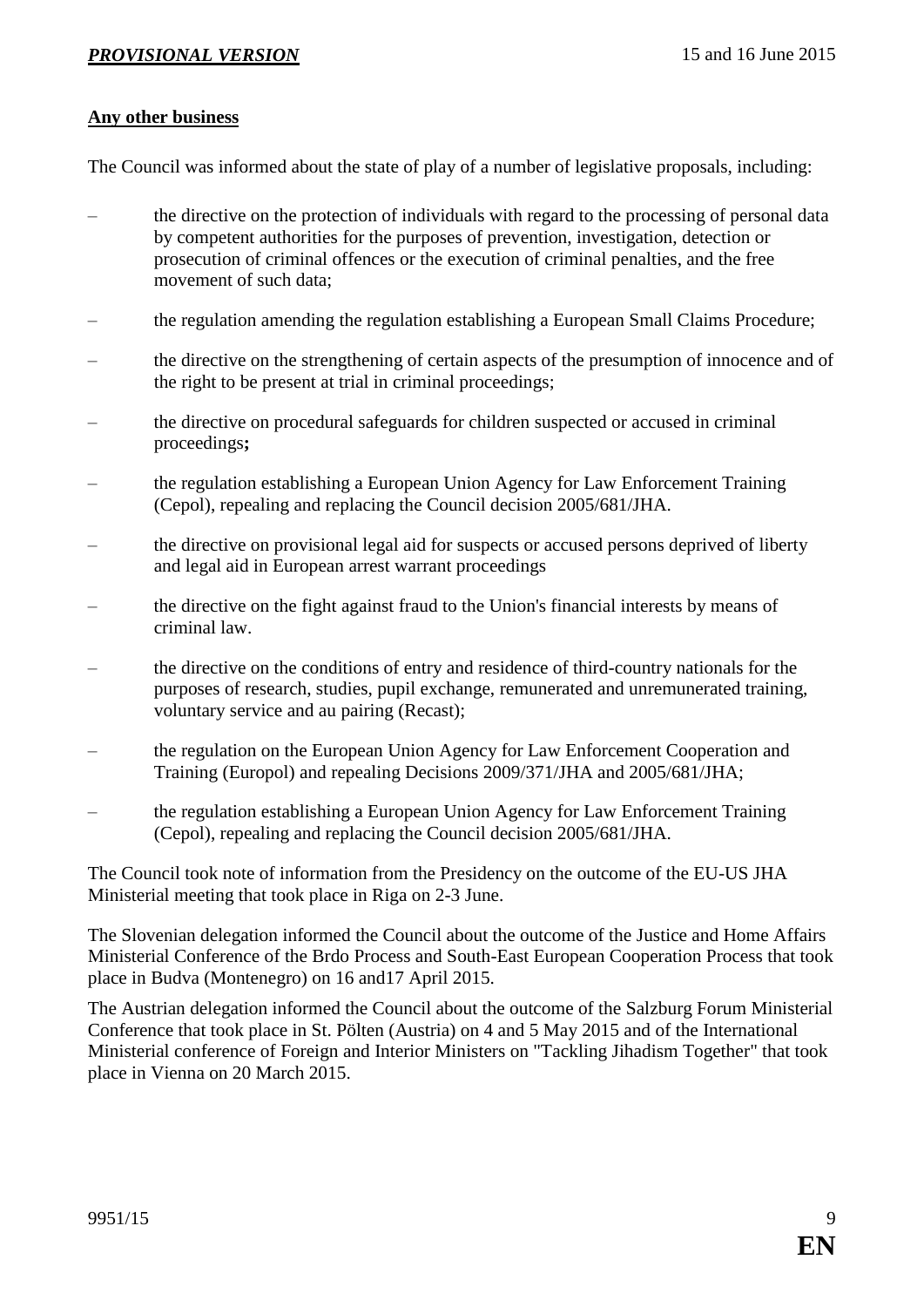**Any other business**

The Council was informed about the state of play of a number of legislative proposals, including:

- the directive on the protection of individuals with regard to the processing of personal data by competent authorities for the purposes of prevention, investigation, detection or prosecution of criminal offences or the execution of criminal penalties, and the free movement of such data;
- the regulation amending the regulation establishing a European Small Claims Procedure;
- the directive on the strengthening of certain aspects of the presumption of innocence and of the right to be present at trial in criminal proceedings;
- the directive on procedural safeguards for children suspected or accused in criminal proceedings**;**
- the regulation establishing a European Union Agency for Law Enforcement Training (Cepol), repealing and replacing the Council decision 2005/681/JHA.
- the directive on provisional legal aid for suspects or accused persons deprived of liberty and legal aid in European arrest warrant proceedings
- the directive on the fight against fraud to the Union's financial interests by means of criminal law.
- the directive on the conditions of entry and residence of third-country nationals for the purposes of research, studies, pupil exchange, remunerated and unremunerated training, voluntary service and au pairing (Recast);
- the regulation on the European Union Agency for Law Enforcement Cooperation and Training (Europol) and repealing Decisions 2009/371/JHA and 2005/681/JHA;
- the regulation establishing a European Union Agency for Law Enforcement Training (Cepol), repealing and replacing the Council decision 2005/681/JHA.

The Council took note of information from the Presidency on the outcome of the EU-US JHA Ministerial meeting that took place in Riga on 2-3 June.

The Slovenian delegation informed the Council about the outcome of the Justice and Home Affairs Ministerial Conference of the Brdo Process and South-East European Cooperation Process that took place in Budva (Montenegro) on 16 and17 April 2015.

The Austrian delegation informed the Council about the outcome of the Salzburg Forum Ministerial Conference that took place in St. Pölten (Austria) on 4 and 5 May 2015 and of the International Ministerial conference of Foreign and Interior Ministers on "Tackling Jihadism Together" that took place in Vienna on 20 March 2015.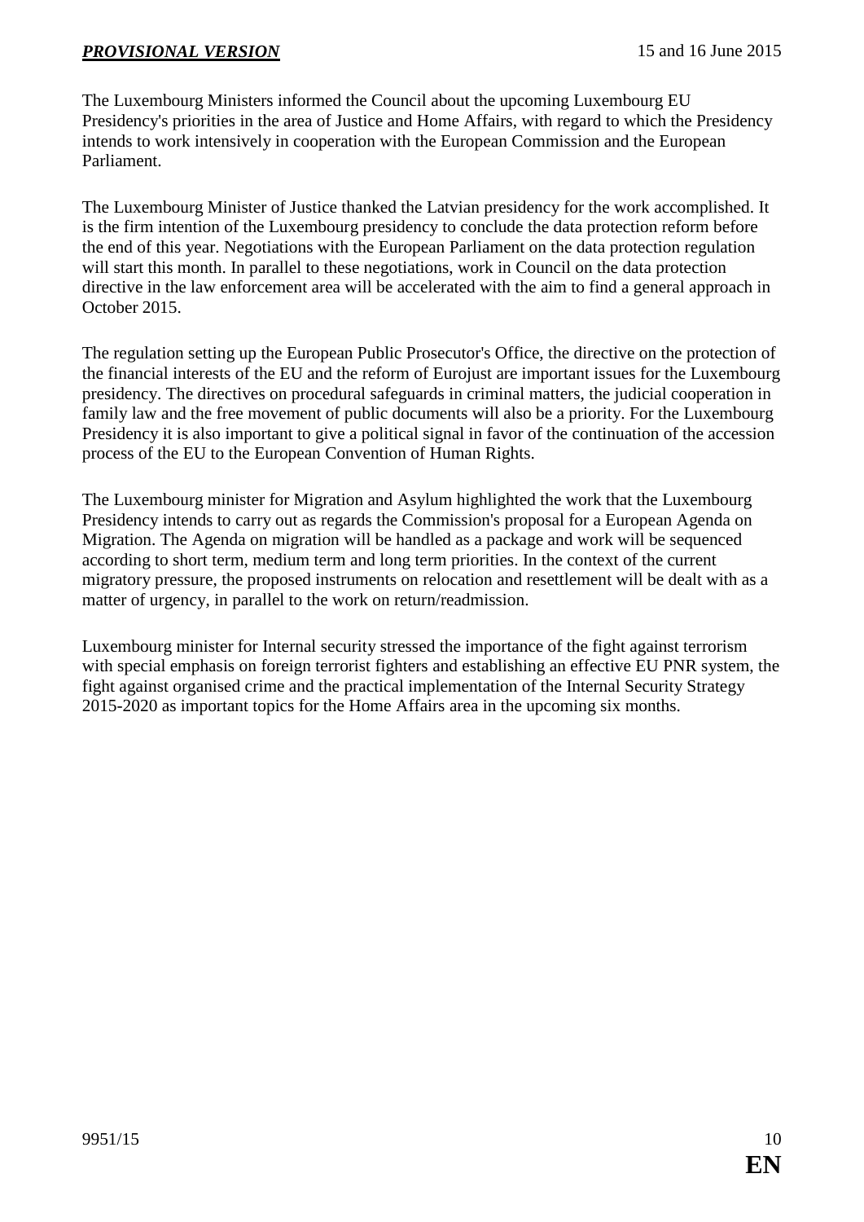The Luxembourg Ministers informed the Council about the upcoming Luxembourg EU Presidency's priorities in the area of Justice and Home Affairs, with regard to which the Presidency intends to work intensively in cooperation with the European Commission and the European Parliament.

The Luxembourg Minister of Justice thanked the Latvian presidency for the work accomplished. It is the firm intention of the Luxembourg presidency to conclude the data protection reform before the end of this year. Negotiations with the European Parliament on the data protection regulation will start this month. In parallel to these negotiations, work in Council on the data protection directive in the law enforcement area will be accelerated with the aim to find a general approach in October 2015.

The regulation setting up the European Public Prosecutor's Office, the directive on the protection of the financial interests of the EU and the reform of Eurojust are important issues for the Luxembourg presidency. The directives on procedural safeguards in criminal matters, the judicial cooperation in family law and the free movement of public documents will also be a priority. For the Luxembourg Presidency it is also important to give a political signal in favor of the continuation of the accession process of the EU to the European Convention of Human Rights.

The Luxembourg minister for Migration and Asylum highlighted the work that the Luxembourg Presidency intends to carry out as regards the Commission's proposal for a European Agenda on Migration. The Agenda on migration will be handled as a package and work will be sequenced according to short term, medium term and long term priorities. In the context of the current migratory pressure, the proposed instruments on relocation and resettlement will be dealt with as a matter of urgency, in parallel to the work on return/readmission.

Luxembourg minister for Internal security stressed the importance of the fight against terrorism with special emphasis on foreign terrorist fighters and establishing an effective EU PNR system, the fight against organised crime and the practical implementation of the Internal Security Strategy 2015-2020 as important topics for the Home Affairs area in the upcoming six months.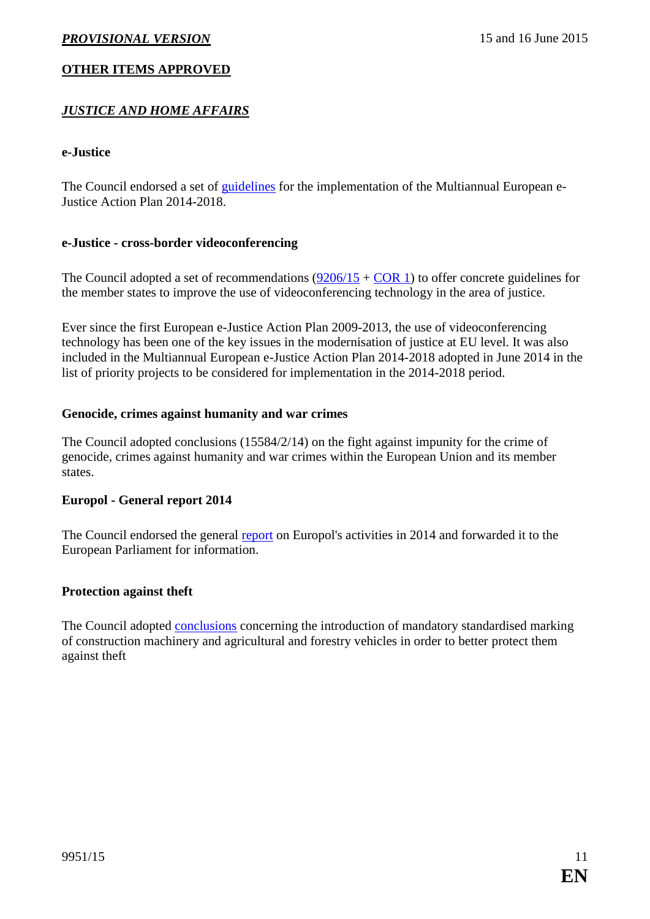## OTHER ITEMS APPROVED

### *JUSTICE AND HOME AFFAIRS*

**e-Justice**

The Council endorsed a set of guidelines for the implementation of the Multiannual European e-Justice Action Plan 2014-2018.

**e-Justice - cross-border videoconferencing**

The Council adopted a set of recommendations (9206/15 + COR 1) to offer concrete guidelines for the member states to improve the use of videoconferencing technology in the area of justice.

Ever since the first European e-Justice Action Plan 2009-2013, the use of videoconferencing technology has been one of the key issues in the modernisation of justice at EU level. It was also included in the Multiannual European e-Justice Action Plan 2014-2018 adopted in June 2014 in the list of priority projects to be considered for implementation in the 2014-2018 period.

**Genocide, crimes against humanity and war crimes**

The Council adopted conclusions (15584/2/14) on the fight against impunity for the crime of genocide, crimes against humanity and war crimes within the European Union and its member states.

**Europol - General report 2014**

The Council endorsed the general report on Europol's activities in 2014 and forwarded it to the European Parliament for information.

**Protection against theft**

The Council adopted conclusions concerning the introduction of mandatory standardised marking of construction machinery and agricultural and forestry vehicles in order to better protect them against theft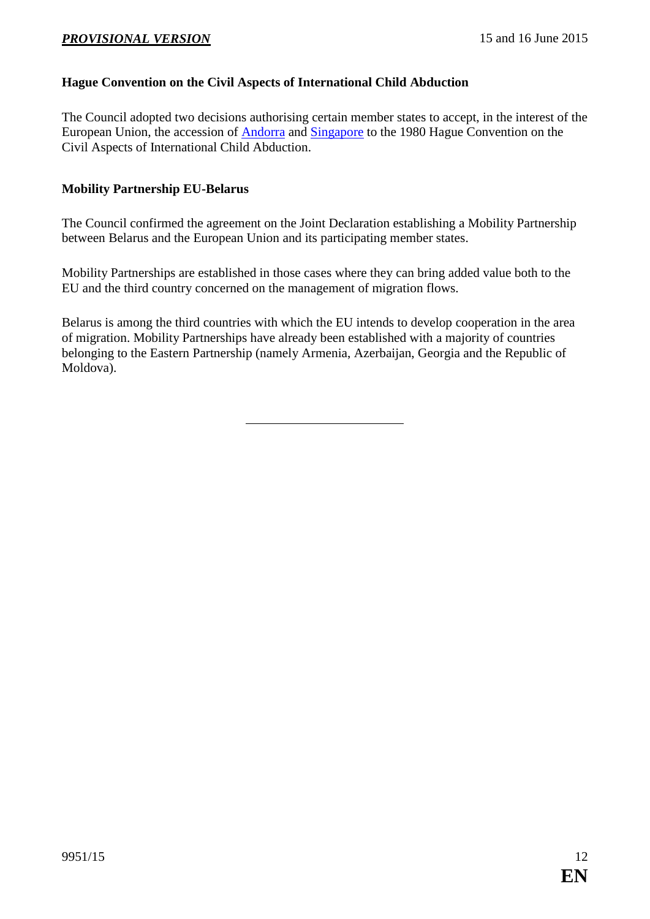### Hague Convention on the Civil Aspects of International Child Abduction

The Council adopted two decisions authorising certain member states to accept, in the interest of the European Union, the accession of Andorra and Singapore to the 1980 Hague Convention on the Civil Aspects of International Child Abduction.

### Mobility Partnership EU-Belarus

The Council confirmed the agreement on the Joint Declaration establishing a Mobility Partnership between Belarus and the European Union and its participating member states.

Mobility Partnerships are established in those cases where they can bring added value both to the EU and the third country concerned on the management of migration flows.

Belarus is among the third countries with which the EU intends to develop cooperation in the area of migration. Mobility Partnerships have already been established with a majority of countries belonging to the Eastern Partnership (namely Armenia, Azerbaijan, Georgia and the Republic of Moldova).